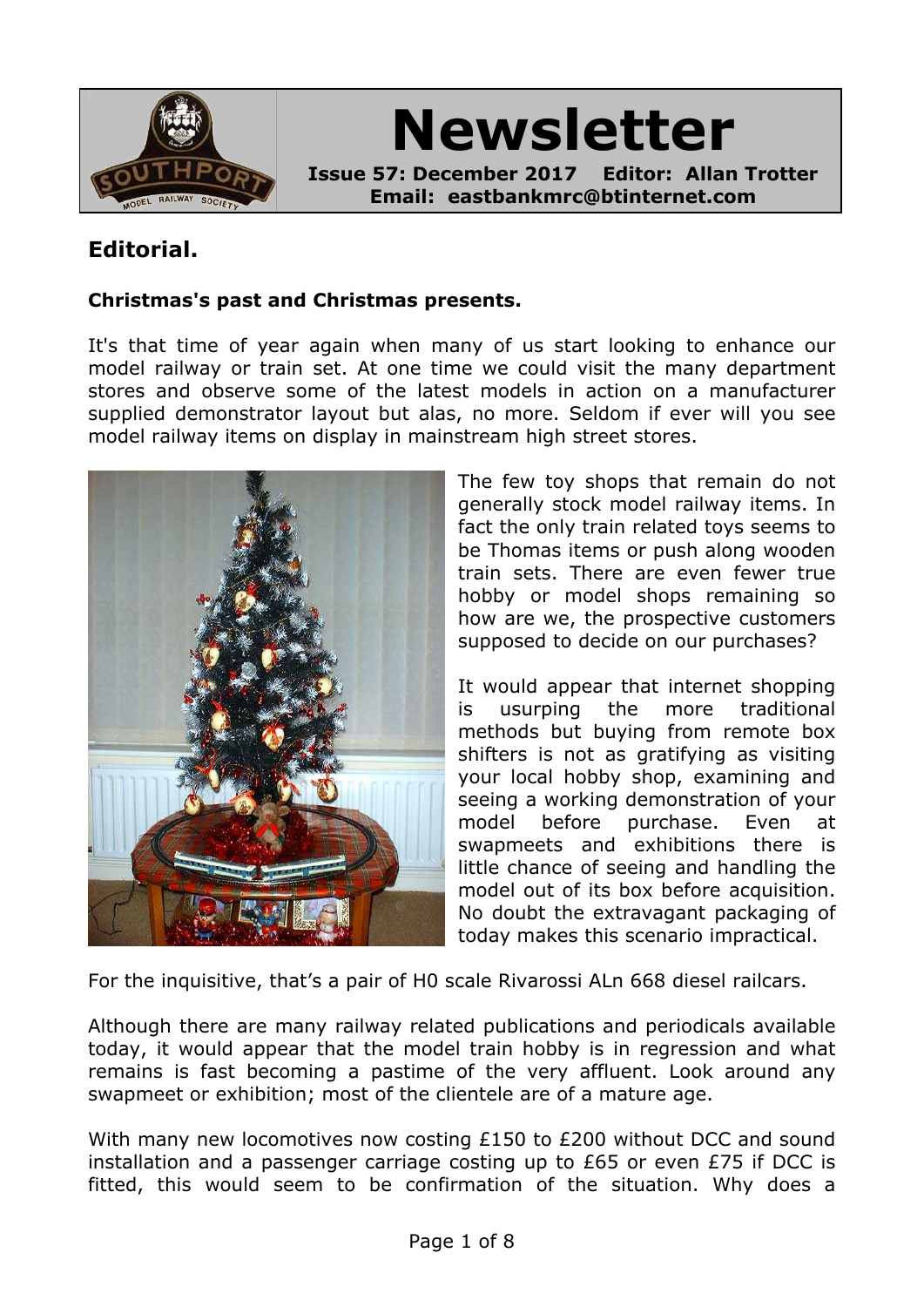# Newsletter

**Issue 57: December 2017 Editor: Allan Trotter**
**Email: eastbankmrc@btinternet.com**

## Editorial.

**Christmas's past and Christmas presents.**

It's that time of year again when many of us start looking to enhance our model railway or train set. At one time we could visit the many department stores and observe some of the latest models in action on a manufacturer supplied demonstrator layout but alas, no more. Seldom if ever will you see model railway items on display in mainstream high street stores.

The few toy shops that remain do not generally stock model railway items. In fact the only train related toys seems to be Thomas items or push along wooden train sets. There are even fewer true hobby or model shops remaining so how are we, the prospective customers supposed to decide on our purchases?

It would appear that internet shopping is usurping the more traditional methods but buying from remote box shifters is not as gratifying as visiting your local hobby shop, examining and seeing a working demonstration of your model before purchase. Even at swapmeets and exhibitions there is little chance of seeing and handling the model out of its box before acquisition. No doubt the extravagant packaging of today makes this scenario impractical.

For the inquisitive, that's a pair of H0 scale Rivarossi ALn 668 diesel railcars.

Although there are many railway related publications and periodicals available today, it would appear that the model train hobby is in regression and what remains is fast becoming a pastime of the very affluent. Look around any swapmeet or exhibition; most of the clientele are of a mature age.

With many new locomotives now costing £150 to £200 without DCC and sound installation and a passenger carriage costing up to £65 or even £75 if DCC is fitted, this would seem to be confirmation of the situation. Why does a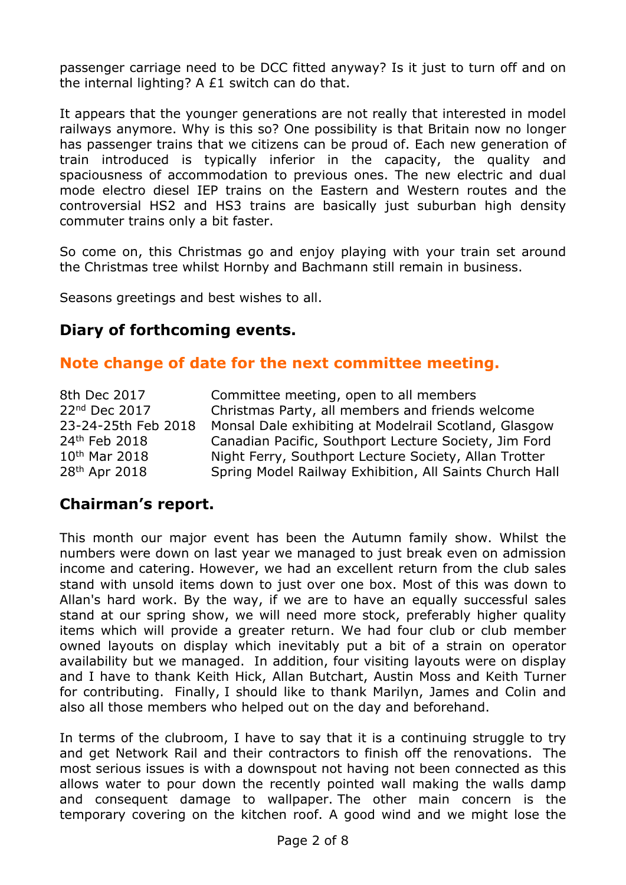passenger carriage need to be DCC fitted anyway? Is it just to turn off and on the internal lighting? A £1 switch can do that.

It appears that the younger generations are not really that interested in model railways anymore. Why is this so? One possibility is that Britain now no longer has passenger trains that we citizens can be proud of. Each new generation of train introduced is typically inferior in the capacity, the quality and spaciousness of accommodation to previous ones. The new electric and dual mode electro diesel IEP trains on the Eastern and Western routes and the controversial HS2 and HS3 trains are basically just suburban high density commuter trains only a bit faster.

So come on, this Christmas go and enjoy playing with your train set around the Christmas tree whilst Hornby and Bachmann still remain in business.

Seasons greetings and best wishes to all.

## Diary of forthcoming events.

## Note change of date for the next committee meeting.

| | |
|---|---|
| 8th Dec 2017 | Committee meeting, open to all members |
| 22nd Dec 2017 | Christmas Party, all members and friends welcome |
| 23-24-25th Feb 2018 | Monsal Dale exhibiting at Modelrail Scotland, Glasgow |
| 24th Feb 2018 | Canadian Pacific, Southport Lecture Society, Jim Ford |
| 10th Mar 2018 | Night Ferry, Southport Lecture Society, Allan Trotter |
| 28th Apr 2018 | Spring Model Railway Exhibition, All Saints Church Hall |

## Chairman's report.

This month our major event has been the Autumn family show. Whilst the numbers were down on last year we managed to just break even on admission income and catering. However, we had an excellent return from the club sales stand with unsold items down to just over one box. Most of this was down to Allan's hard work. By the way, if we are to have an equally successful sales stand at our spring show, we will need more stock, preferably higher quality items which will provide a greater return. We had four club or club member owned layouts on display which inevitably put a bit of a strain on operator availability but we managed. In addition, four visiting layouts were on display and I have to thank Keith Hick, Allan Butchart, Austin Moss and Keith Turner for contributing. Finally, I should like to thank Marilyn, James and Colin and also all those members who helped out on the day and beforehand.

In terms of the clubroom, I have to say that it is a continuing struggle to try and get Network Rail and their contractors to finish off the renovations. The most serious issues is with a downspout not having not been connected as this allows water to pour down the recently pointed wall making the walls damp and consequent damage to wallpaper. The other main concern is the temporary covering on the kitchen roof. A good wind and we might lose the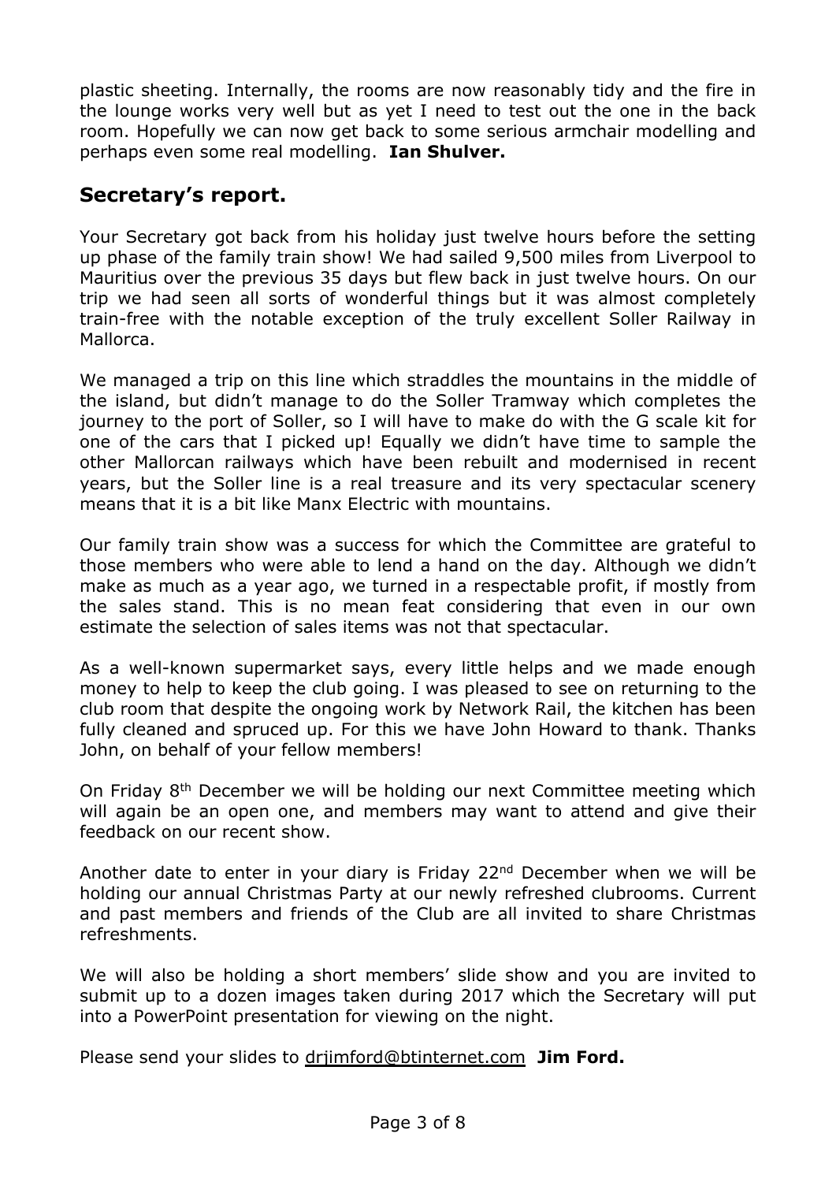plastic sheeting. Internally, the rooms are now reasonably tidy and the fire in the lounge works very well but as yet I need to test out the one in the back room. Hopefully we can now get back to some serious armchair modelling and perhaps even some real modelling. **Ian Shulver.**

## Secretary's report.

Your Secretary got back from his holiday just twelve hours before the setting up phase of the family train show! We had sailed 9,500 miles from Liverpool to Mauritius over the previous 35 days but flew back in just twelve hours. On our trip we had seen all sorts of wonderful things but it was almost completely train-free with the notable exception of the truly excellent Soller Railway in Mallorca.

We managed a trip on this line which straddles the mountains in the middle of the island, but didn't manage to do the Soller Tramway which completes the journey to the port of Soller, so I will have to make do with the G scale kit for one of the cars that I picked up! Equally we didn't have time to sample the other Mallorcan railways which have been rebuilt and modernised in recent years, but the Soller line is a real treasure and its very spectacular scenery means that it is a bit like Manx Electric with mountains.

Our family train show was a success for which the Committee are grateful to those members who were able to lend a hand on the day. Although we didn't make as much as a year ago, we turned in a respectable profit, if mostly from the sales stand. This is no mean feat considering that even in our own estimate the selection of sales items was not that spectacular.

As a well-known supermarket says, every little helps and we made enough money to help to keep the club going. I was pleased to see on returning to the club room that despite the ongoing work by Network Rail, the kitchen has been fully cleaned and spruced up. For this we have John Howard to thank. Thanks John, on behalf of your fellow members!

On Friday 8th December we will be holding our next Committee meeting which will again be an open one, and members may want to attend and give their feedback on our recent show.

Another date to enter in your diary is Friday 22nd December when we will be holding our annual Christmas Party at our newly refreshed clubrooms. Current and past members and friends of the Club are all invited to share Christmas refreshments.

We will also be holding a short members' slide show and you are invited to submit up to a dozen images taken during 2017 which the Secretary will put into a PowerPoint presentation for viewing on the night.

Please send your slides to drjimford@btinternet.com **Jim Ford.**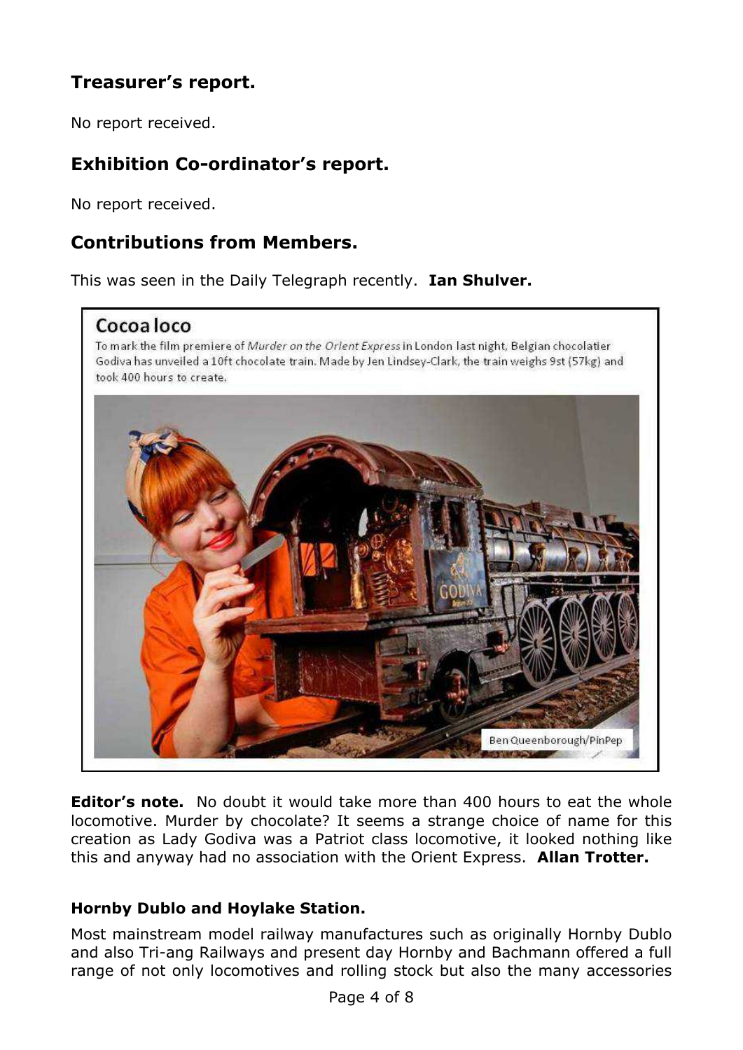## Treasurer's report.

No report received.

## Exhibition Co-ordinator's report.

No report received.

## Contributions from Members.

This was seen in the Daily Telegraph recently. **Ian Shulver.**

### Cocoa loco

To mark the film premiere of *Murder on the Orient Express* in London last night, Belgian chocolatier Godiva has unveiled a 10ft chocolate train. Made by Jen Lindsey-Clark, the train weighs 9st (57kg) and took 400 hours to create.

Ben Queenborough/PinPep

**Editor's note.** No doubt it would take more than 400 hours to eat the whole locomotive. Murder by chocolate? It seems a strange choice of name for this creation as Lady Godiva was a Patriot class locomotive, it looked nothing like this and anyway had no association with the Orient Express. **Allan Trotter.**

### Hornby Dublo and Hoylake Station.

Most mainstream model railway manufactures such as originally Hornby Dublo and also Tri-ang Railways and present day Hornby and Bachmann offered a full range of not only locomotives and rolling stock but also the many accessories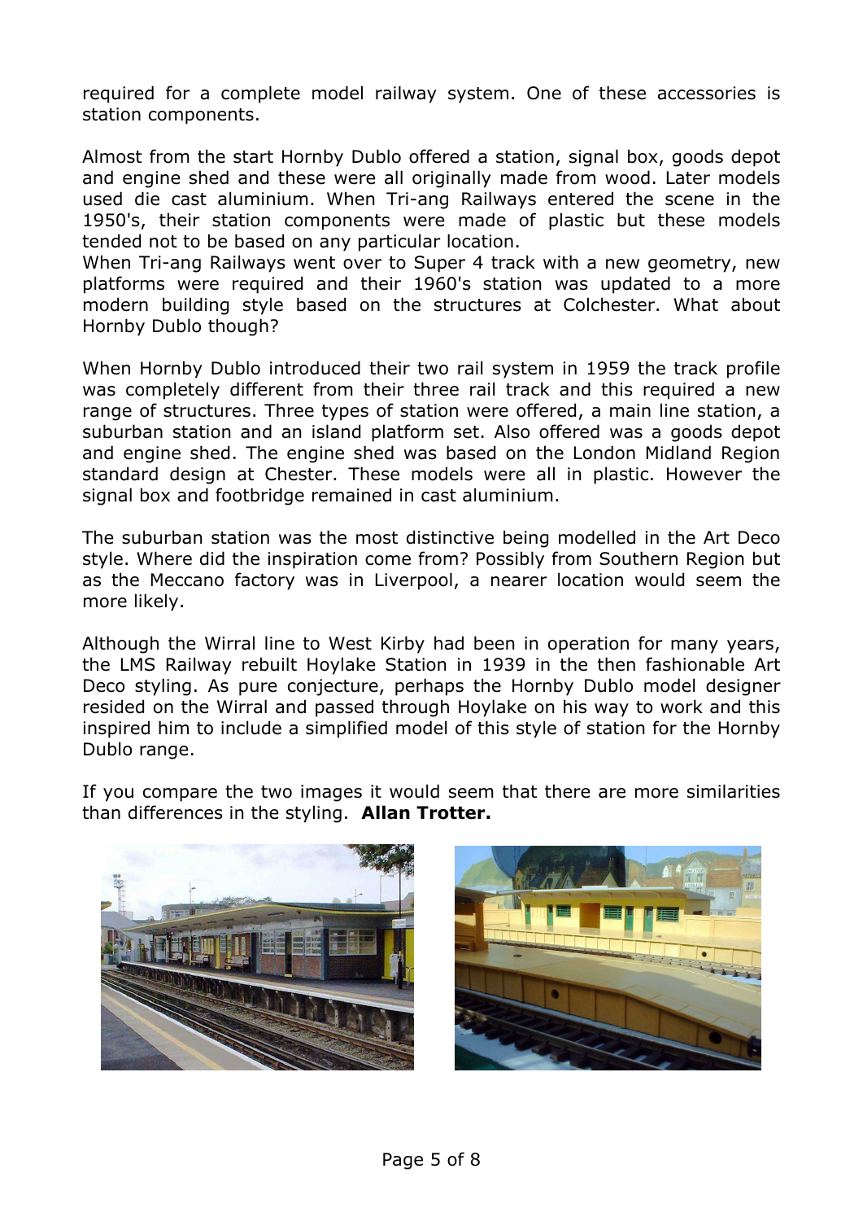required for a complete model railway system. One of these accessories is station components.

Almost from the start Hornby Dublo offered a station, signal box, goods depot and engine shed and these were all originally made from wood. Later models used die cast aluminium. When Tri-ang Railways entered the scene in the 1950's, their station components were made of plastic but these models tended not to be based on any particular location.
When Tri-ang Railways went over to Super 4 track with a new geometry, new platforms were required and their 1960's station was updated to a more modern building style based on the structures at Colchester. What about Hornby Dublo though?

When Hornby Dublo introduced their two rail system in 1959 the track profile was completely different from their three rail track and this required a new range of structures. Three types of station were offered, a main line station, a suburban station and an island platform set. Also offered was a goods depot and engine shed. The engine shed was based on the London Midland Region standard design at Chester. These models were all in plastic. However the signal box and footbridge remained in cast aluminium.

The suburban station was the most distinctive being modelled in the Art Deco style. Where did the inspiration come from? Possibly from Southern Region but as the Meccano factory was in Liverpool, a nearer location would seem the more likely.

Although the Wirral line to West Kirby had been in operation for many years, the LMS Railway rebuilt Hoylake Station in 1939 in the then fashionable Art Deco styling. As pure conjecture, perhaps the Hornby Dublo model designer resided on the Wirral and passed through Hoylake on his way to work and this inspired him to include a simplified model of this style of station for the Hornby Dublo range.

If you compare the two images it would seem that there are more similarities than differences in the styling. **Allan Trotter.**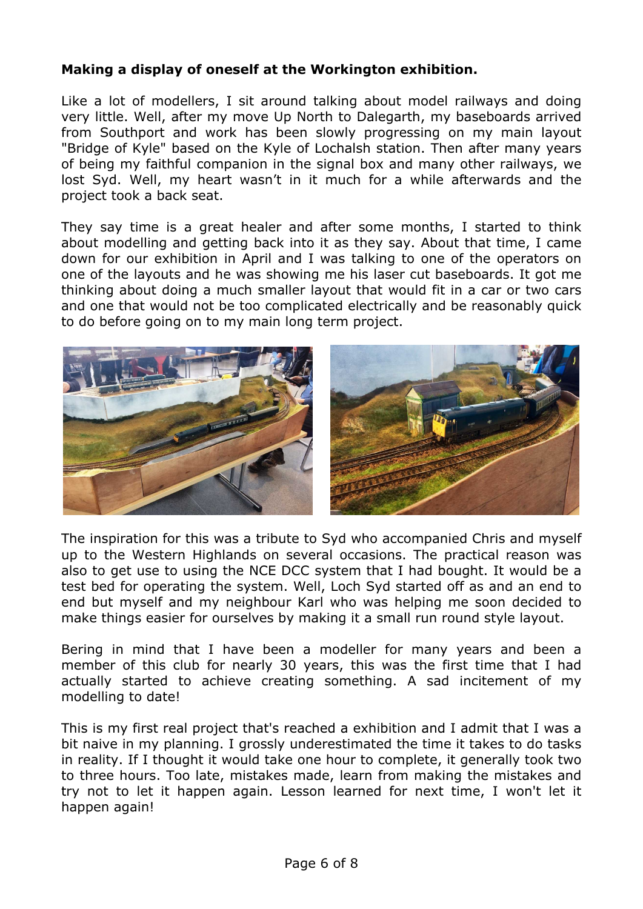**Making a display of oneself at the Workington exhibition.**

Like a lot of modellers, I sit around talking about model railways and doing very little. Well, after my move Up North to Dalegarth, my baseboards arrived from Southport and work has been slowly progressing on my main layout "Bridge of Kyle" based on the Kyle of Lochalsh station. Then after many years of being my faithful companion in the signal box and many other railways, we lost Syd. Well, my heart wasn't in it much for a while afterwards and the project took a back seat.

They say time is a great healer and after some months, I started to think about modelling and getting back into it as they say. About that time, I came down for our exhibition in April and I was talking to one of the operators on one of the layouts and he was showing me his laser cut baseboards. It got me thinking about doing a much smaller layout that would fit in a car or two cars and one that would not be too complicated electrically and be reasonably quick to do before going on to my main long term project.

The inspiration for this was a tribute to Syd who accompanied Chris and myself up to the Western Highlands on several occasions. The practical reason was also to get use to using the NCE DCC system that I had bought. It would be a test bed for operating the system. Well, Loch Syd started off as and an end to end but myself and my neighbour Karl who was helping me soon decided to make things easier for ourselves by making it a small run round style layout.

Bering in mind that I have been a modeller for many years and been a member of this club for nearly 30 years, this was the first time that I had actually started to achieve creating something. A sad incitement of my modelling to date!

This is my first real project that's reached a exhibition and I admit that I was a bit naive in my planning. I grossly underestimated the time it takes to do tasks in reality. If I thought it would take one hour to complete, it generally took two to three hours. Too late, mistakes made, learn from making the mistakes and try not to let it happen again. Lesson learned for next time, I won't let it happen again!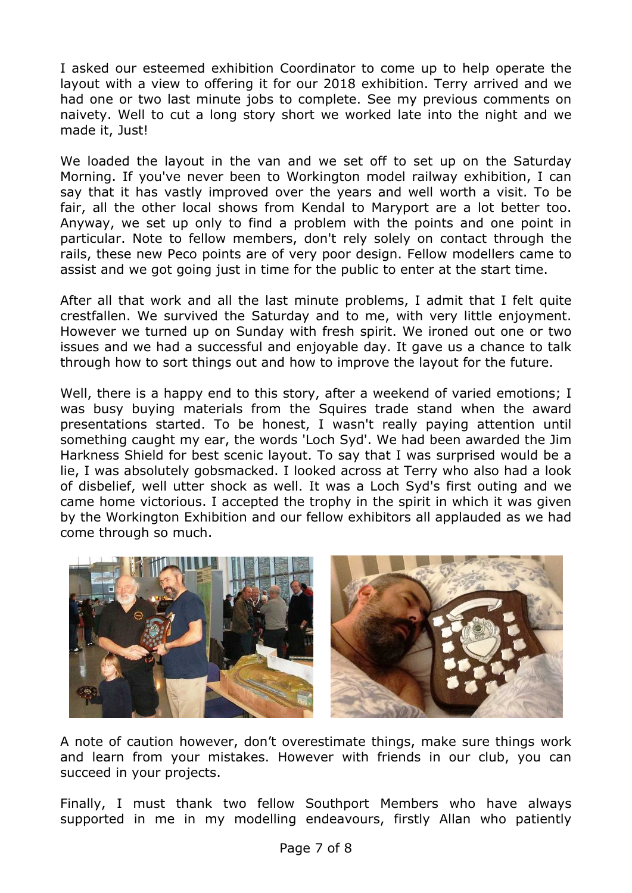I asked our esteemed exhibition Coordinator to come up to help operate the layout with a view to offering it for our 2018 exhibition. Terry arrived and we had one or two last minute jobs to complete. See my previous comments on naivety. Well to cut a long story short we worked late into the night and we made it, Just!

We loaded the layout in the van and we set off to set up on the Saturday Morning. If you've never been to Workington model railway exhibition, I can say that it has vastly improved over the years and well worth a visit. To be fair, all the other local shows from Kendal to Maryport are a lot better too. Anyway, we set up only to find a problem with the points and one point in particular. Note to fellow members, don't rely solely on contact through the rails, these new Peco points are of very poor design. Fellow modellers came to assist and we got going just in time for the public to enter at the start time.

After all that work and all the last minute problems, I admit that I felt quite crestfallen. We survived the Saturday and to me, with very little enjoyment. However we turned up on Sunday with fresh spirit. We ironed out one or two issues and we had a successful and enjoyable day. It gave us a chance to talk through how to sort things out and how to improve the layout for the future.

Well, there is a happy end to this story, after a weekend of varied emotions; I was busy buying materials from the Squires trade stand when the award presentations started. To be honest, I wasn't really paying attention until something caught my ear, the words 'Loch Syd'. We had been awarded the Jim Harkness Shield for best scenic layout. To say that I was surprised would be a lie, I was absolutely gobsmacked. I looked across at Terry who also had a look of disbelief, well utter shock as well. It was a Loch Syd's first outing and we came home victorious. I accepted the trophy in the spirit in which it was given by the Workington Exhibition and our fellow exhibitors all applauded as we had come through so much.

A note of caution however, don't overestimate things, make sure things work and learn from your mistakes. However with friends in our club, you can succeed in your projects.

Finally, I must thank two fellow Southport Members who have always supported in me in my modelling endeavours, firstly Allan who patiently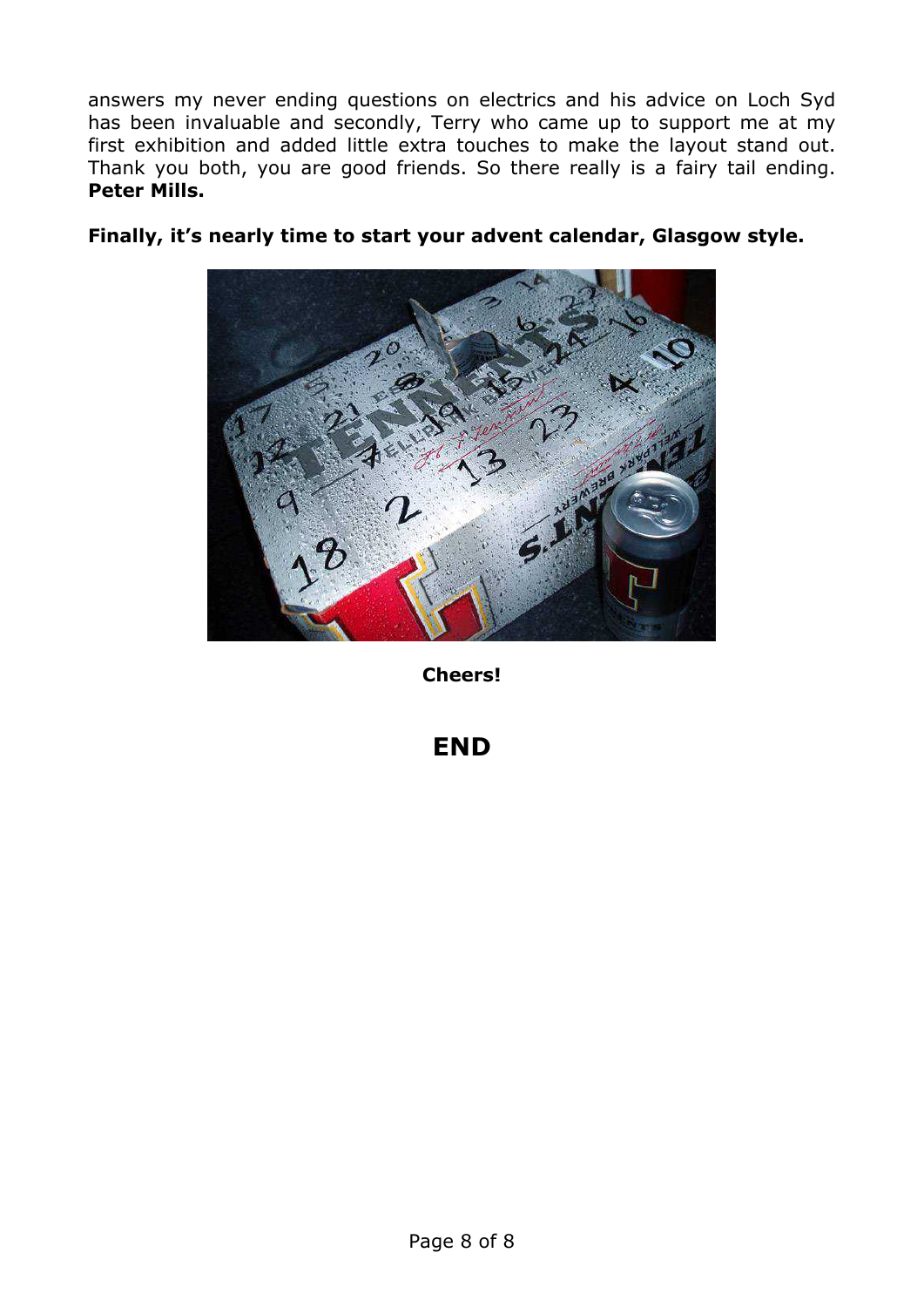answers my never ending questions on electrics and his advice on Loch Syd has been invaluable and secondly, Terry who came up to support me at my first exhibition and added little extra touches to make the layout stand out. Thank you both, you are good friends. So there really is a fairy tail ending. **Peter Mills.**

**Finally, it's nearly time to start your advent calendar, Glasgow style.**

**Cheers!**

## END